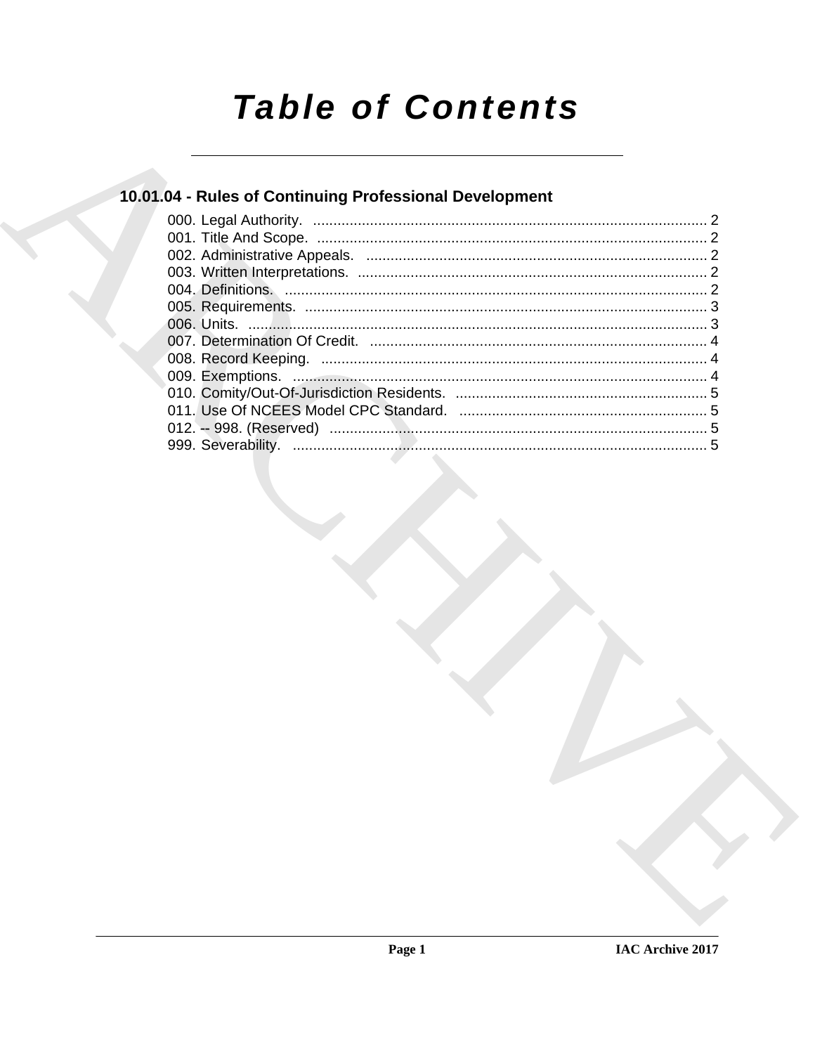# Table of Contents

## 10.01.04 - Rules of Continuing Professional Development

000. Legal Authority. ............................................................................................... 2
001. Title And Scope. ................................................................................................ 2
002. Administrative Appeals. .................................................................................... 2
003. Written Interpretations. ...................................................................................... 2
004. Definitions. ........................................................................................................ 2
005. Requirements. ................................................................................................... 3
006. Units. ................................................................................................................. 3
007. Determination Of Credit. ................................................................................... 4
008. Record Keeping. ................................................................................................ 4
009. Exemptions. ...................................................................................................... 4
010. Comity/Out-Of-Jurisdiction Residents. .............................................................. 5
011. Use Of NCEES Model CPC Standard. .............................................................. 5
012. -- 998. (Reserved) .............................................................................................. 5
999. Severability. ....................................................................................................... 5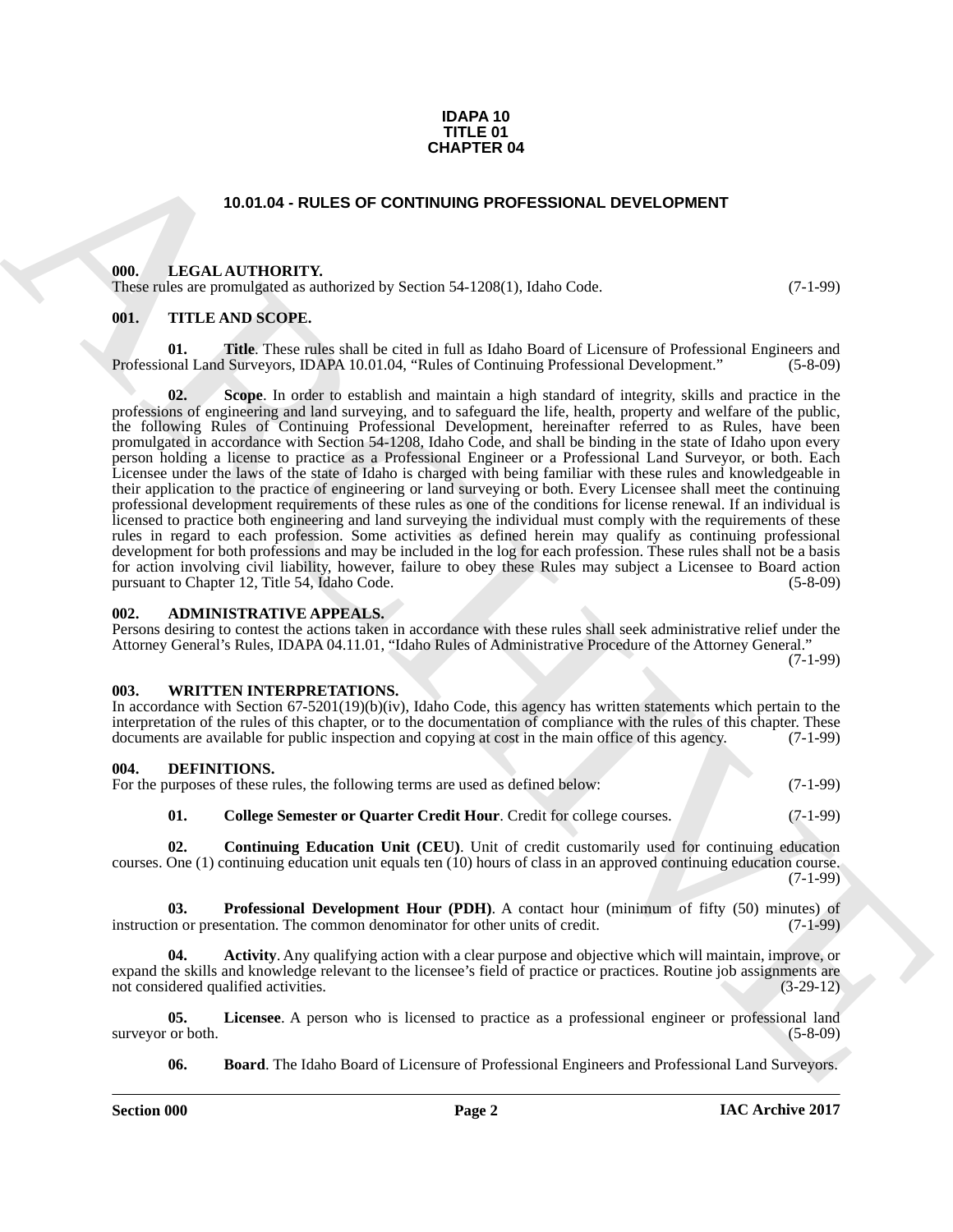**IDAPA 10**
**TITLE 01**
**CHAPTER 04**

# 10.01.04 - RULES OF CONTINUING PROFESSIONAL DEVELOPMENT

## 000. LEGAL AUTHORITY.

These rules are promulgated as authorized by Section 54-1208(1), Idaho Code. (7-1-99)

## 001. TITLE AND SCOPE.

**01. Title**. These rules shall be cited in full as Idaho Board of Licensure of Professional Engineers and Professional Land Surveyors, IDAPA 10.01.04, "Rules of Continuing Professional Development." (5-8-09)

**02. Scope**. In order to establish and maintain a high standard of integrity, skills and practice in the professions of engineering and land surveying, and to safeguard the life, health, property and welfare of the public, the following Rules of Continuing Professional Development, hereinafter referred to as Rules, have been promulgated in accordance with Section 54-1208, Idaho Code, and shall be binding in the state of Idaho upon every person holding a license to practice as a Professional Engineer or a Professional Land Surveyor, or both. Each Licensee under the laws of the state of Idaho is charged with being familiar with these rules and knowledgeable in their application to the practice of engineering or land surveying or both. Every Licensee shall meet the continuing professional development requirements of these rules as one of the conditions for license renewal. If an individual is licensed to practice both engineering and land surveying the individual must comply with the requirements of these rules in regard to each profession. Some activities as defined herein may qualify as continuing professional development for both professions and may be included in the log for each profession. These rules shall not be a basis for action involving civil liability, however, failure to obey these Rules may subject a Licensee to Board action pursuant to Chapter 12, Title 54, Idaho Code. (5-8-09)

## 002. ADMINISTRATIVE APPEALS.

Persons desiring to contest the actions taken in accordance with these rules shall seek administrative relief under the Attorney General's Rules, IDAPA 04.11.01, "Idaho Rules of Administrative Procedure of the Attorney General." (7-1-99)

## 003. WRITTEN INTERPRETATIONS.

In accordance with Section 67-5201(19)(b)(iv), Idaho Code, this agency has written statements which pertain to the interpretation of the rules of this chapter, or to the documentation of compliance with the rules of this chapter. These documents are available for public inspection and copying at cost in the main office of this agency. (7-1-99)

## 004. DEFINITIONS.

For the purposes of these rules, the following terms are used as defined below: (7-1-99)

**01. College Semester or Quarter Credit Hour**. Credit for college courses. (7-1-99)

**02. Continuing Education Unit (CEU)**. Unit of credit customarily used for continuing education courses. One (1) continuing education unit equals ten (10) hours of class in an approved continuing education course. (7-1-99)

**03. Professional Development Hour (PDH)**. A contact hour (minimum of fifty (50) minutes) of instruction or presentation. The common denominator for other units of credit. (7-1-99)

**04. Activity**. Any qualifying action with a clear purpose and objective which will maintain, improve, or expand the skills and knowledge relevant to the licensee's field of practice or practices. Routine job assignments are not considered qualified activities. (3-29-12)

**05. Licensee**. A person who is licensed to practice as a professional engineer or professional land surveyor or both. (5-8-09)

**06. Board**. The Idaho Board of Licensure of Professional Engineers and Professional Land Surveyors.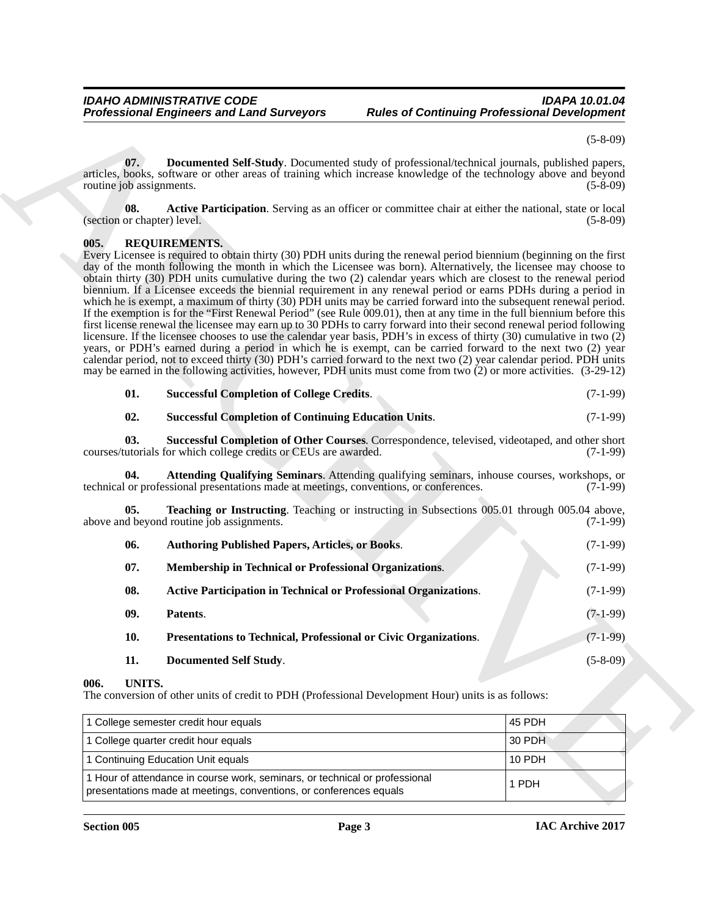(5-8-09)

**07. Documented Self-Study**. Documented study of professional/technical journals, published papers, articles, books, software or other areas of training which increase knowledge of the technology above and beyond routine job assignments. (5-8-09)

**08. Active Participation**. Serving as an officer or committee chair at either the national, state or local (section or chapter) level. (5-8-09)

## 005. REQUIREMENTS.

Every Licensee is required to obtain thirty (30) PDH units during the renewal period biennium (beginning on the first day of the month following the month in which the Licensee was born). Alternatively, the licensee may choose to obtain thirty (30) PDH units cumulative during the two (2) calendar years which are closest to the renewal period biennium. If a Licensee exceeds the biennial requirement in any renewal period or earns PDHs during a period in which he is exempt, a maximum of thirty (30) PDH units may be carried forward into the subsequent renewal period. If the exemption is for the "First Renewal Period" (see Rule 009.01), then at any time in the full biennium before this first license renewal the licensee may earn up to 30 PDHs to carry forward into their second renewal period following licensure. If the licensee chooses to use the calendar year basis, PDH's in excess of thirty (30) cumulative in two (2) years, or PDH's earned during a period in which he is exempt, can be carried forward to the next two (2) year calendar period, not to exceed thirty (30) PDH's carried forward to the next two (2) year calendar period. PDH units may be earned in the following activities, however, PDH units must come from two (2) or more activities. (3-29-12)

**01. Successful Completion of College Credits**. (7-1-99)

**02. Successful Completion of Continuing Education Units**. (7-1-99)

**03. Successful Completion of Other Courses**. Correspondence, televised, videotaped, and other short courses/tutorials for which college credits or CEUs are awarded. (7-1-99)

**04. Attending Qualifying Seminars**. Attending qualifying seminars, inhouse courses, workshops, or technical or professional presentations made at meetings, conventions, or conferences. (7-1-99)

**05. Teaching or Instructing**. Teaching or instructing in Subsections 005.01 through 005.04 above, above and beyond routine job assignments. (7-1-99)

**06. Authoring Published Papers, Articles, or Books**. (7-1-99)

**07. Membership in Technical or Professional Organizations**. (7-1-99)

**08. Active Participation in Technical or Professional Organizations**. (7-1-99)

**09. Patents**. (7-1-99)

**10. Presentations to Technical, Professional or Civic Organizations**. (7-1-99)

**11. Documented Self Study**. (5-8-09)

## 006. UNITS.

The conversion of other units of credit to PDH (Professional Development Hour) units is as follows:

| | |
|---|---|
| 1 College semester credit hour equals | 45 PDH |
| 1 College quarter credit hour equals | 30 PDH |
| 1 Continuing Education Unit equals | 10 PDH |
| 1 Hour of attendance in course work, seminars, or technical or professional presentations made at meetings, conventions, or conferences equals | 1 PDH |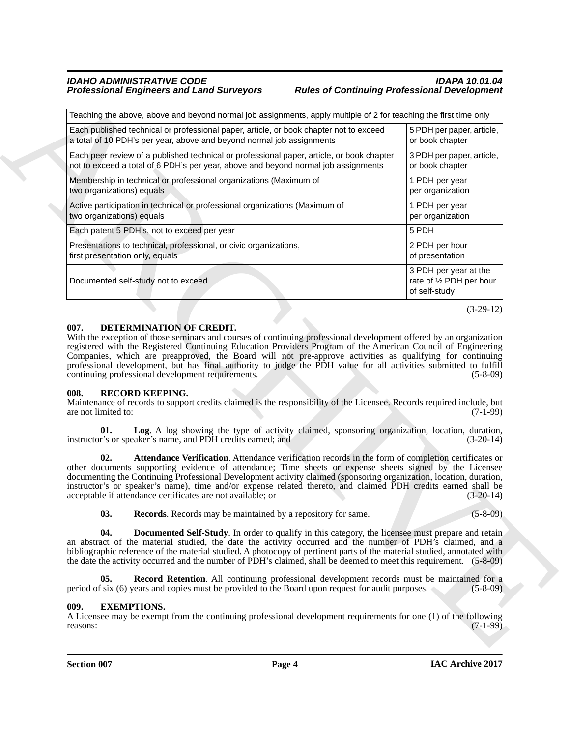| Teaching the above, above and beyond normal job assignments, apply multiple of 2 for teaching the first time only | |
|---|---|
| Each published technical or professional paper, article, or book chapter not to exceed a total of 10 PDH's per year, above and beyond normal job assignments | 5 PDH per paper, article, or book chapter |
| Each peer review of a published technical or professional paper, article, or book chapter not to exceed a total of 6 PDH's per year, above and beyond normal job assignments | 3 PDH per paper, article, or book chapter |
| Membership in technical or professional organizations (Maximum of two organizations) equals | 1 PDH per year per organization |
| Active participation in technical or professional organizations (Maximum of two organizations) equals | 1 PDH per year per organization |
| Each patent 5 PDH's, not to exceed per year | 5 PDH |
| Presentations to technical, professional, or civic organizations, first presentation only, equals | 2 PDH per hour of presentation |
| Documented self-study not to exceed | 3 PDH per year at the rate of ½ PDH per hour of self-study |

(3-29-12)

### 007. DETERMINATION OF CREDIT.

With the exception of those seminars and courses of continuing professional development offered by an organization registered with the Registered Continuing Education Providers Program of the American Council of Engineering Companies, which are preapproved, the Board will not pre-approve activities as qualifying for continuing professional development, but has final authority to judge the PDH value for all activities submitted to fulfill continuing professional development requirements. (5-8-09)

### 008. RECORD KEEPING.

Maintenance of records to support credits claimed is the responsibility of the Licensee. Records required include, but are not limited to: (7-1-99)

**01. Log**. A log showing the type of activity claimed, sponsoring organization, location, duration, instructor's or speaker's name, and PDH credits earned; and (3-20-14)

**02. Attendance Verification**. Attendance verification records in the form of completion certificates or other documents supporting evidence of attendance; Time sheets or expense sheets signed by the Licensee documenting the Continuing Professional Development activity claimed (sponsoring organization, location, duration, instructor's or speaker's name), time and/or expense related thereto, and claimed PDH credits earned shall be acceptable if attendance certificates are not available; or (3-20-14)

**03. Records**. Records may be maintained by a repository for same. (5-8-09)

**04. Documented Self-Study**. In order to qualify in this category, the licensee must prepare and retain an abstract of the material studied, the date the activity occurred and the number of PDH's claimed, and a bibliographic reference of the material studied. A photocopy of pertinent parts of the material studied, annotated with the date the activity occurred and the number of PDH's claimed, shall be deemed to meet this requirement. (5-8-09)

**05. Record Retention**. All continuing professional development records must be maintained for a period of six (6) years and copies must be provided to the Board upon request for audit purposes. (5-8-09)

### 009. EXEMPTIONS.

A Licensee may be exempt from the continuing professional development requirements for one (1) of the following reasons: (7-1-99)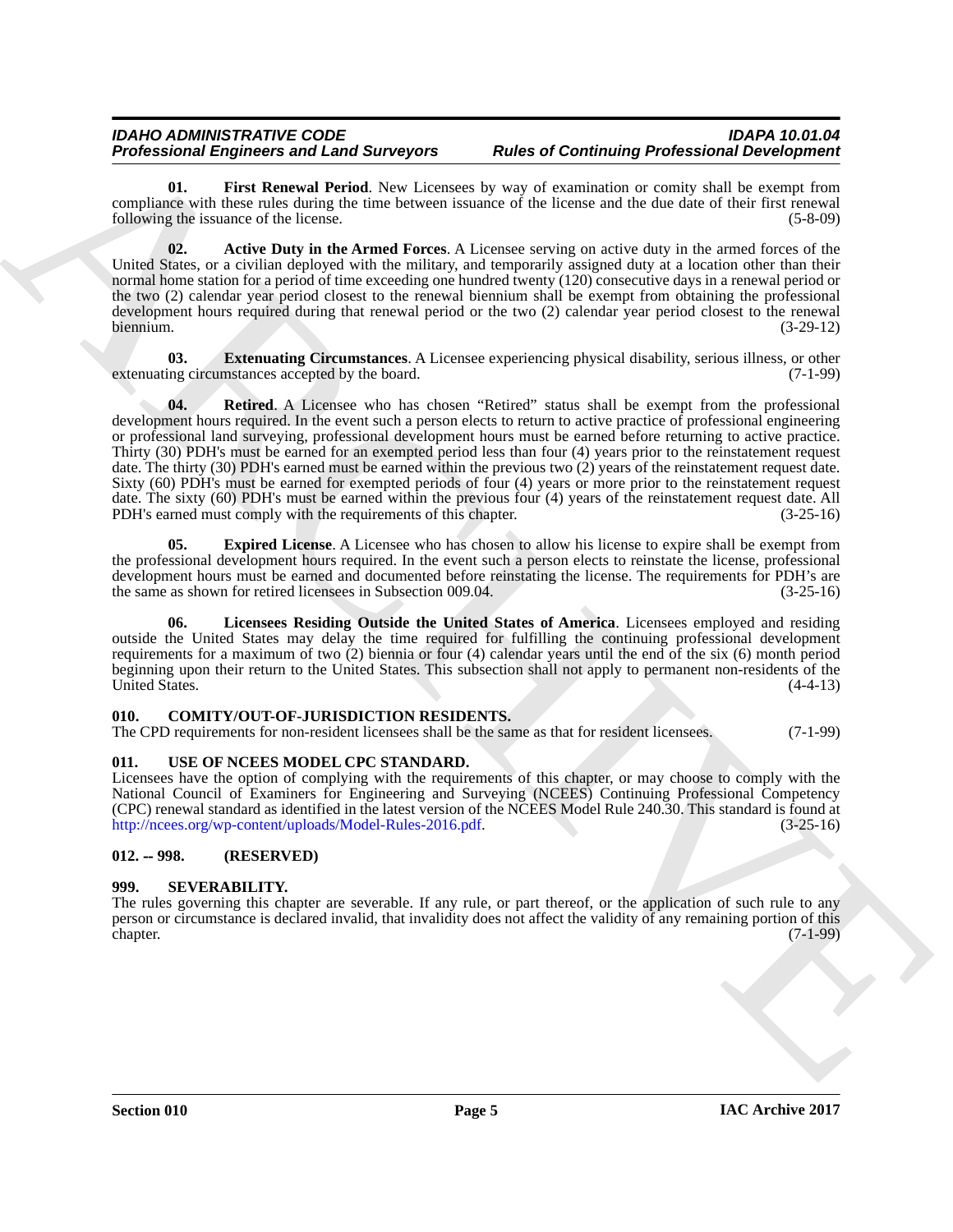**01. First Renewal Period**. New Licensees by way of examination or comity shall be exempt from compliance with these rules during the time between issuance of the license and the due date of their first renewal following the issuance of the license. (5-8-09)

**02. Active Duty in the Armed Forces**. A Licensee serving on active duty in the armed forces of the United States, or a civilian deployed with the military, and temporarily assigned duty at a location other than their normal home station for a period of time exceeding one hundred twenty (120) consecutive days in a renewal period or the two (2) calendar year period closest to the renewal biennium shall be exempt from obtaining the professional development hours required during that renewal period or the two (2) calendar year period closest to the renewal biennium. (3-29-12)

**03. Extenuating Circumstances**. A Licensee experiencing physical disability, serious illness, or other extenuating circumstances accepted by the board. (7-1-99)

**04. Retired**. A Licensee who has chosen "Retired" status shall be exempt from the professional development hours required. In the event such a person elects to return to active practice of professional engineering or professional land surveying, professional development hours must be earned before returning to active practice. Thirty (30) PDH's must be earned for an exempted period less than four (4) years prior to the reinstatement request date. The thirty (30) PDH's earned must be earned within the previous two (2) years of the reinstatement request date. Sixty (60) PDH's must be earned for exempted periods of four (4) years or more prior to the reinstatement request date. The sixty (60) PDH's must be earned within the previous four (4) years of the reinstatement request date. All PDH's earned must comply with the requirements of this chapter. (3-25-16)

**05. Expired License**. A Licensee who has chosen to allow his license to expire shall be exempt from the professional development hours required. In the event such a person elects to reinstate the license, professional development hours must be earned and documented before reinstating the license. The requirements for PDH's are the same as shown for retired licensees in Subsection 009.04. (3-25-16)

**06. Licensees Residing Outside the United States of America**. Licensees employed and residing outside the United States may delay the time required for fulfilling the continuing professional development requirements for a maximum of two (2) biennia or four (4) calendar years until the end of the six (6) month period beginning upon their return to the United States. This subsection shall not apply to permanent non-residents of the United States. (4-4-13)

### 010. COMITY/OUT-OF-JURISDICTION RESIDENTS.

The CPD requirements for non-resident licensees shall be the same as that for resident licensees. (7-1-99)

### 011. USE OF NCEES MODEL CPC STANDARD.

Licensees have the option of complying with the requirements of this chapter, or may choose to comply with the National Council of Examiners for Engineering and Surveying (NCEES) Continuing Professional Competency (CPC) renewal standard as identified in the latest version of the NCEES Model Rule 240.30. This standard is found at http://ncees.org/wp-content/uploads/Model-Rules-2016.pdf. (3-25-16)

### 012. -- 998. (RESERVED)

### 999. SEVERABILITY.

The rules governing this chapter are severable. If any rule, or part thereof, or the application of such rule to any person or circumstance is declared invalid, that invalidity does not affect the validity of any remaining portion of this chapter. (7-1-99)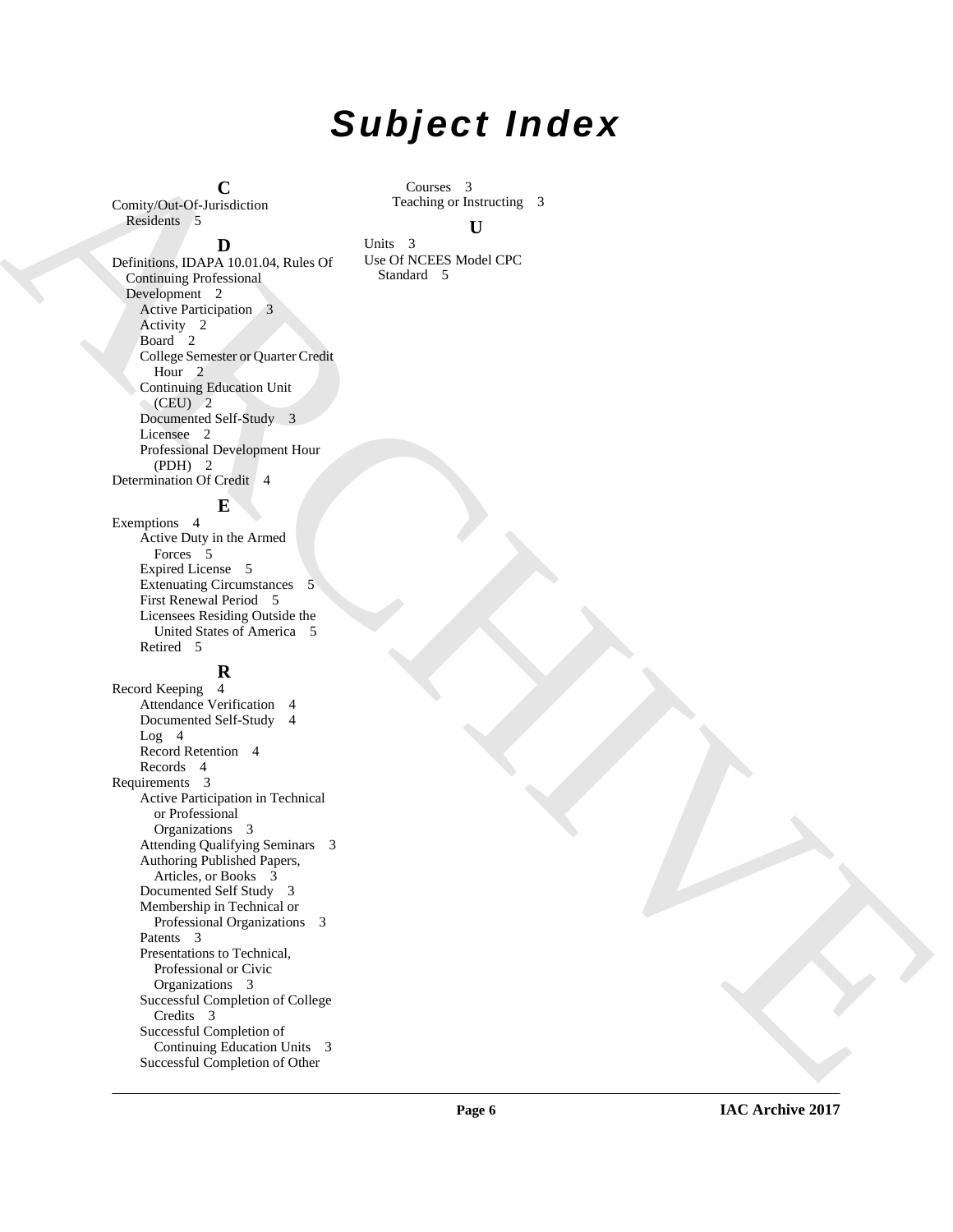# Subject Index

**C**

Comity/Out-Of-Jurisdiction Residents 5

**D**

Definitions, IDAPA 10.01.04, Rules Of Continuing Professional Development 2
- Active Participation 3
- Activity 2
- Board 2
- College Semester or Quarter Credit Hour 2
- Continuing Education Unit (CEU) 2
- Documented Self-Study 3
- Licensee 2
- Professional Development Hour (PDH) 2

Determination Of Credit 4

**E**

Exemptions 4
- Active Duty in the Armed Forces 5
- Expired License 5
- Extenuating Circumstances 5
- First Renewal Period 5
- Licensees Residing Outside the United States of America 5
- Retired 5

**R**

Record Keeping 4
- Attendance Verification 4
- Documented Self-Study 4
- Log 4
- Record Retention 4
- Records 4

Requirements 3
- Active Participation in Technical or Professional Organizations 3
- Attending Qualifying Seminars 3
- Authoring Published Papers, Articles, or Books 3
- Documented Self Study 3
- Membership in Technical or Professional Organizations 3
- Patents 3
- Presentations to Technical, Professional or Civic Organizations 3
- Successful Completion of College Credits 3
- Successful Completion of Continuing Education Units 3
- Successful Completion of Other Courses 3
- Teaching or Instructing 3

**U**

Units 3

Use Of NCEES Model CPC Standard 5